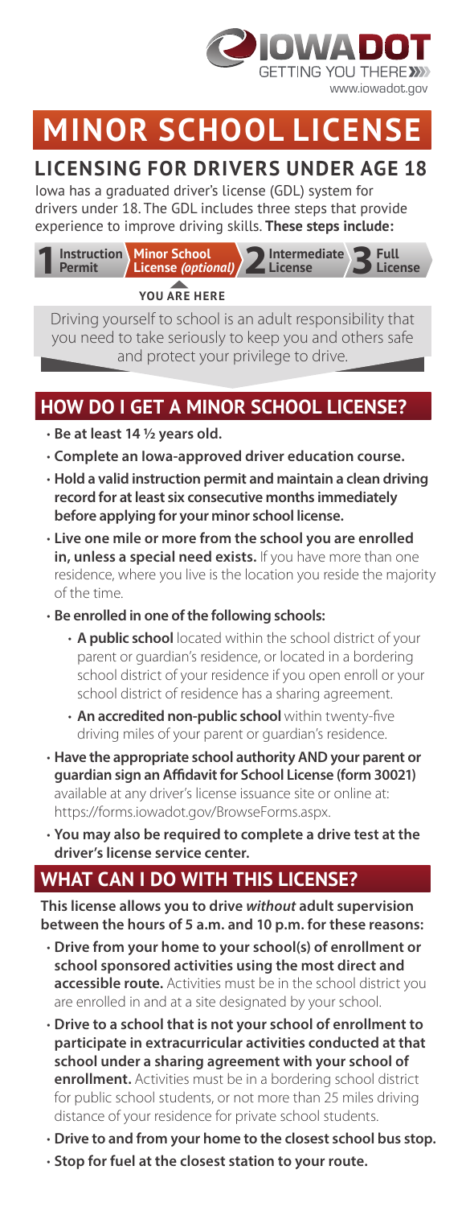IOWA DOT
GETTING YOU THERE
www.iowadot.gov

# MINOR SCHOOL LICENSE

## LICENSING FOR DRIVERS UNDER AGE 18

Iowa has a graduated driver's license (GDL) system for drivers under 18. The GDL includes three steps that provide experience to improve driving skills. **These steps include:**

**1** Instruction Permit → Minor School License *(optional)* → **2** Intermediate License → **3** Full License

**YOU ARE HERE** (Minor School License)

Driving yourself to school is an adult responsibility that you need to take seriously to keep you and others safe and protect your privilege to drive.

## HOW DO I GET A MINOR SCHOOL LICENSE?

- **Be at least 14 ½ years old.**
- **Complete an Iowa-approved driver education course.**
- **Hold a valid instruction permit and maintain a clean driving record for at least six consecutive months immediately before applying for your minor school license.**
- **Live one mile or more from the school you are enrolled in, unless a special need exists.** If you have more than one residence, where you live is the location you reside the majority of the time.
- **Be enrolled in one of the following schools:**
  - **A public school** located within the school district of your parent or guardian's residence, or located in a bordering school district of your residence if you open enroll or your school district of residence has a sharing agreement.
  - **An accredited non-public school** within twenty-five driving miles of your parent or guardian's residence.
- **Have the appropriate school authority AND your parent or guardian sign an Affidavit for School License (form 30021)** available at any driver's license issuance site or online at: https://forms.iowadot.gov/BrowseForms.aspx.
- **You may also be required to complete a drive test at the driver's license service center.**

## WHAT CAN I DO WITH THIS LICENSE?

**This license allows you to drive *without* adult supervision between the hours of 5 a.m. and 10 p.m. for these reasons:**

- **Drive from your home to your school(s) of enrollment or school sponsored activities using the most direct and accessible route.** Activities must be in the school district you are enrolled in and at a site designated by your school.
- **Drive to a school that is not your school of enrollment to participate in extracurricular activities conducted at that school under a sharing agreement with your school of enrollment.** Activities must be in a bordering school district for public school students, or not more than 25 miles driving distance of your residence for private school students.
- **Drive to and from your home to the closest school bus stop.**
- **Stop for fuel at the closest station to your route.**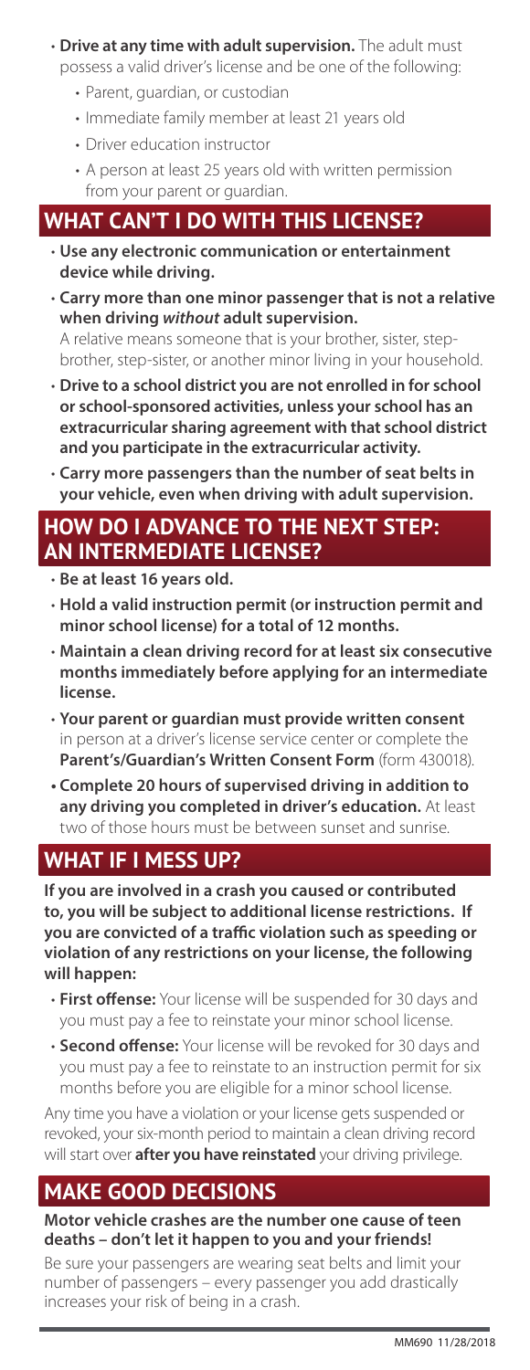- **Drive at any time with adult supervision.** The adult must possess a valid driver's license and be one of the following:
  - Parent, guardian, or custodian
  - Immediate family member at least 21 years old
  - Driver education instructor
  - A person at least 25 years old with written permission from your parent or guardian.

## WHAT CAN'T I DO WITH THIS LICENSE?

- **Use any electronic communication or entertainment device while driving.**
- **Carry more than one minor passenger that is not a relative when driving *without* adult supervision.**
  A relative means someone that is your brother, sister, step-brother, step-sister, or another minor living in your household.
- **Drive to a school district you are not enrolled in for school or school-sponsored activities, unless your school has an extracurricular sharing agreement with that school district and you participate in the extracurricular activity.**
- **Carry more passengers than the number of seat belts in your vehicle, even when driving with adult supervision.**

## HOW DO I ADVANCE TO THE NEXT STEP: AN INTERMEDIATE LICENSE?

- **Be at least 16 years old.**
- **Hold a valid instruction permit (or instruction permit and minor school license) for a total of 12 months.**
- **Maintain a clean driving record for at least six consecutive months immediately before applying for an intermediate license.**
- **Your parent or guardian must provide written consent** in person at a driver's license service center or complete the **Parent's/Guardian's Written Consent Form** (form 430018).
- **Complete 20 hours of supervised driving in addition to any driving you completed in driver's education.** At least two of those hours must be between sunset and sunrise.

## WHAT IF I MESS UP?

**If you are involved in a crash you caused or contributed to, you will be subject to additional license restrictions. If you are convicted of a traffic violation such as speeding or violation of any restrictions on your license, the following will happen:**

- **First offense:** Your license will be suspended for 30 days and you must pay a fee to reinstate your minor school license.
- **Second offense:** Your license will be revoked for 30 days and you must pay a fee to reinstate to an instruction permit for six months before you are eligible for a minor school license.

Any time you have a violation or your license gets suspended or revoked, your six-month period to maintain a clean driving record will start over **after you have reinstated** your driving privilege.

## MAKE GOOD DECISIONS

**Motor vehicle crashes are the number one cause of teen deaths – don't let it happen to you and your friends!**

Be sure your passengers are wearing seat belts and limit your number of passengers – every passenger you add drastically increases your risk of being in a crash.

MM690 11/28/2018